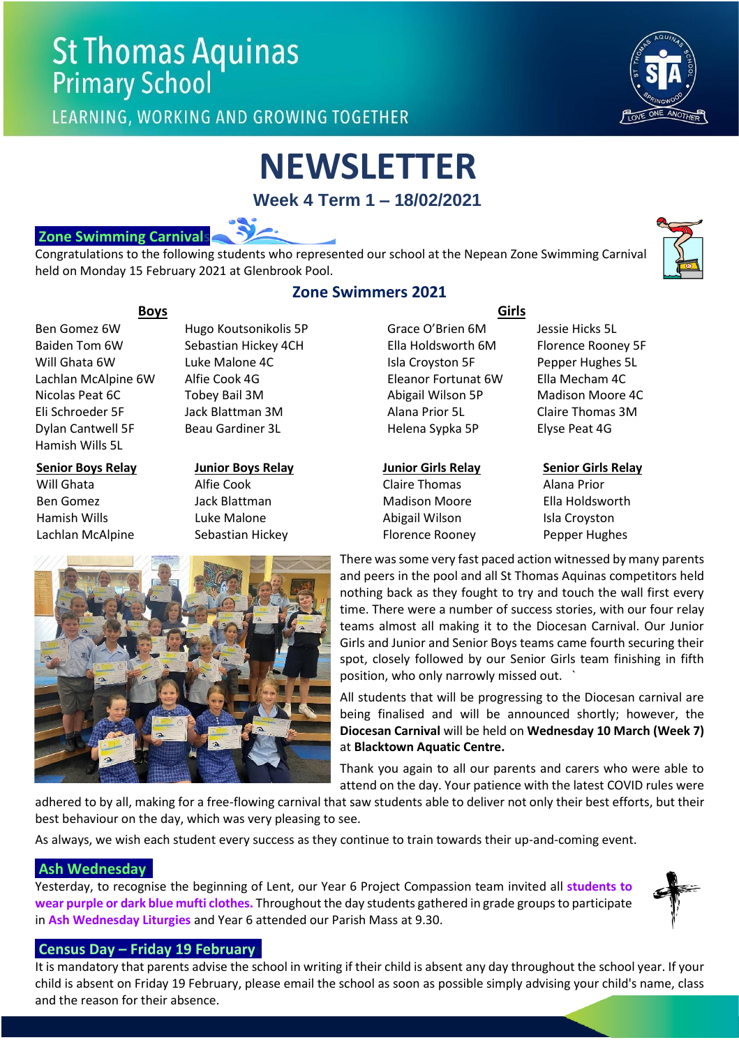# St Thomas Aquinas Primary School

LEARNING, WORKING AND GROWING TOGETHER

# NEWSLETTER

**Week 4 Term 1 – 18/02/2021**

## Zone Swimming Carnival

Congratulations to the following students who represented our school at the Nepean Zone Swimming Carnival held on Monday 15 February 2021 at Glenbrook Pool.

### Zone Swimmers 2021

**Boys**

| | |
|---|---|
| Ben Gomez 6W | Hugo Koutsonikolis 5P |
| Baiden Tom 6W | Sebastian Hickey 4CH |
| Will Ghata 6W | Luke Malone 4C |
| Lachlan McAlpine 6W | Alfie Cook 4G |
| Nicolas Peat 6C | Tobey Bail 3M |
| Eli Schroeder 5F | Jack Blattman 3M |
| Dylan Cantwell 5F | Beau Gardiner 3L |
| Hamish Wills 5L | |

**Girls**

| | |
|---|---|
| Grace O'Brien 6M | Jessie Hicks 5L |
| Ella Holdsworth 6M | Florence Rooney 5F |
| Isla Croyston 5F | Pepper Hughes 5L |
| Eleanor Fortunat 6W | Ella Mecham 4C |
| Abigail Wilson 5P | Madison Moore 4C |
| Alana Prior 5L | Claire Thomas 3M |
| Helena Sypka 5P | Elyse Peat 4G |

| Senior Boys Relay | Junior Boys Relay | Junior Girls Relay | Senior Girls Relay |
|---|---|---|---|
| Will Ghata | Alfie Cook | Claire Thomas | Alana Prior |
| Ben Gomez | Jack Blattman | Madison Moore | Ella Holdsworth |
| Hamish Wills | Luke Malone | Abigail Wilson | Isla Croyston |
| Lachlan McAlpine | Sebastian Hickey | Florence Rooney | Pepper Hughes |

There was some very fast paced action witnessed by many parents and peers in the pool and all St Thomas Aquinas competitors held nothing back as they fought to try and touch the wall first every time. There were a number of success stories, with our four relay teams almost all making it to the Diocesan Carnival. Our Junior Girls and Junior and Senior Boys teams came fourth securing their spot, closely followed by our Senior Girls team finishing in fifth position, who only narrowly missed out.

All students that will be progressing to the Diocesan carnival are being finalised and will be announced shortly; however, the **Diocesan Carnival** will be held on **Wednesday 10 March (Week 7)** at **Blacktown Aquatic Centre.**

Thank you again to all our parents and carers who were able to attend on the day. Your patience with the latest COVID rules were adhered to by all, making for a free-flowing carnival that saw students able to deliver not only their best efforts, but their best behaviour on the day, which was very pleasing to see.

As always, we wish each student every success as they continue to train towards their up-and-coming event.

## Ash Wednesday

Yesterday, to recognise the beginning of Lent, our Year 6 Project Compassion team invited all **students to wear purple or dark blue mufti clothes.** Throughout the day students gathered in grade groups to participate in **Ash Wednesday Liturgies** and Year 6 attended our Parish Mass at 9.30.

## Census Day – Friday 19 February

It is mandatory that parents advise the school in writing if their child is absent any day throughout the school year. If your child is absent on Friday 19 February, please email the school as soon as possible simply advising your child's name, class and the reason for their absence.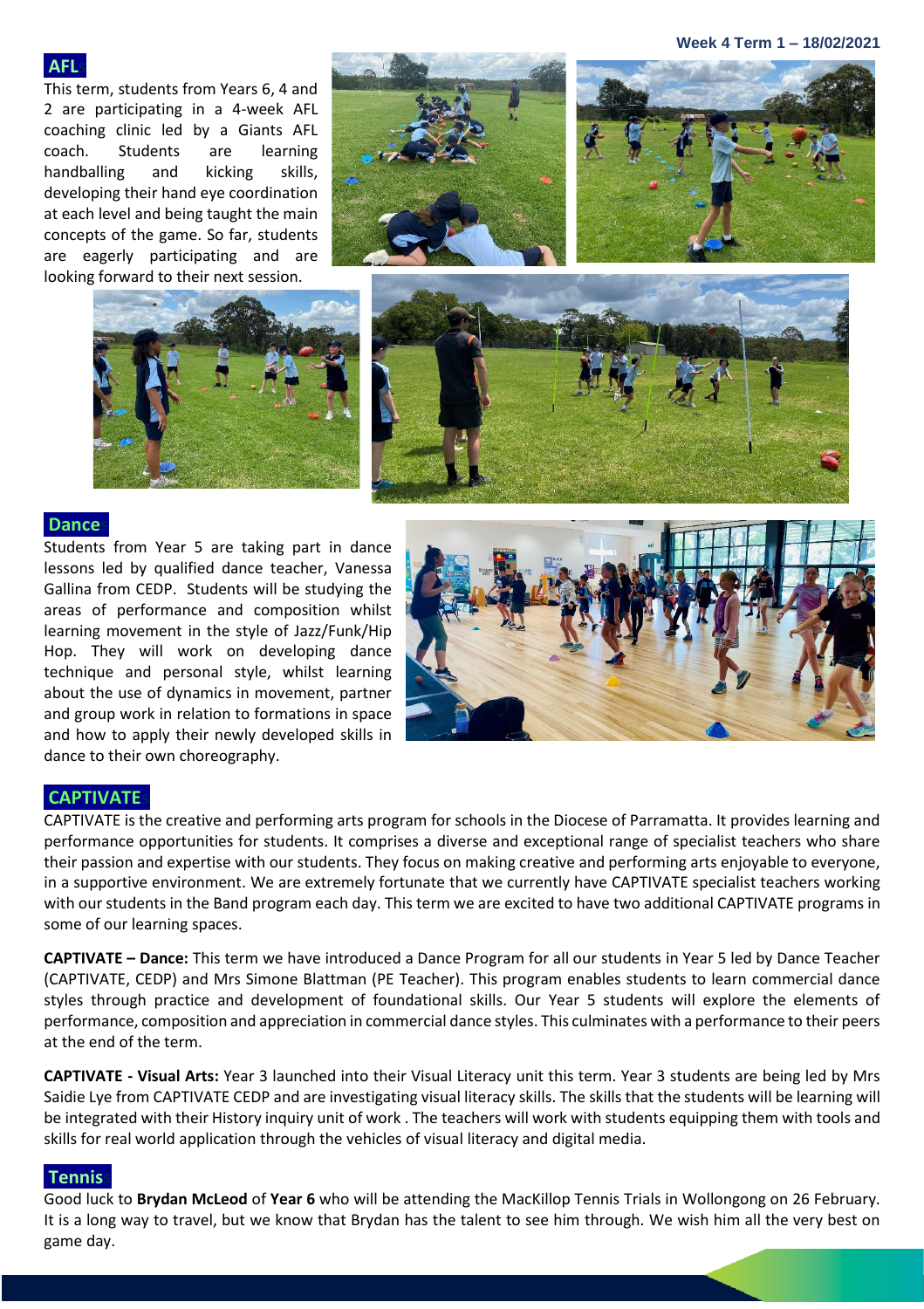## AFL

This term, students from Years 6, 4 and 2 are participating in a 4-week AFL coaching clinic led by a Giants AFL coach. Students are learning handballing and kicking skills, developing their hand eye coordination at each level and being taught the main concepts of the game. So far, students are eagerly participating and are looking forward to their next session.

## Dance

Students from Year 5 are taking part in dance lessons led by qualified dance teacher, Vanessa Gallina from CEDP. Students will be studying the areas of performance and composition whilst learning movement in the style of Jazz/Funk/Hip Hop. They will work on developing dance technique and personal style, whilst learning about the use of dynamics in movement, partner and group work in relation to formations in space and how to apply their newly developed skills in dance to their own choreography.

## CAPTIVATE

CAPTIVATE is the creative and performing arts program for schools in the Diocese of Parramatta. It provides learning and performance opportunities for students. It comprises a diverse and exceptional range of specialist teachers who share their passion and expertise with our students. They focus on making creative and performing arts enjoyable to everyone, in a supportive environment. We are extremely fortunate that we currently have CAPTIVATE specialist teachers working with our students in the Band program each day. This term we are excited to have two additional CAPTIVATE programs in some of our learning spaces.

**CAPTIVATE – Dance:** This term we have introduced a Dance Program for all our students in Year 5 led by Dance Teacher (CAPTIVATE, CEDP) and Mrs Simone Blattman (PE Teacher). This program enables students to learn commercial dance styles through practice and development of foundational skills. Our Year 5 students will explore the elements of performance, composition and appreciation in commercial dance styles. This culminates with a performance to their peers at the end of the term.

**CAPTIVATE - Visual Arts:** Year 3 launched into their Visual Literacy unit this term. Year 3 students are being led by Mrs Saidie Lye from CAPTIVATE CEDP and are investigating visual literacy skills. The skills that the students will be learning will be integrated with their History inquiry unit of work . The teachers will work with students equipping them with tools and skills for real world application through the vehicles of visual literacy and digital media.

## Tennis

Good luck to **Brydan McLeod** of **Year 6** who will be attending the MacKillop Tennis Trials in Wollongong on 26 February. It is a long way to travel, but we know that Brydan has the talent to see him through. We wish him all the very best on game day.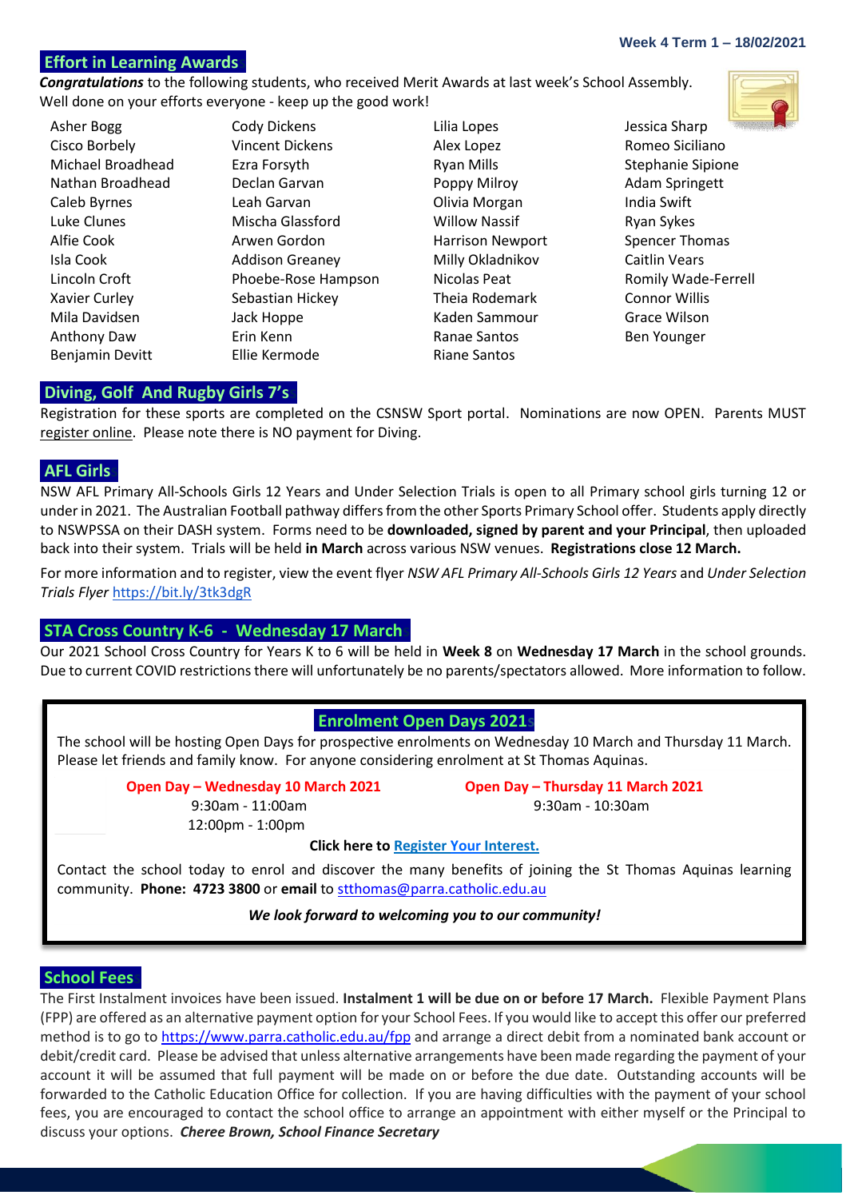## Effort in Learning Awards

***Congratulations*** to the following students, who received Merit Awards at last week's School Assembly. Well done on your efforts everyone - keep up the good work!

| | | | |
|---|---|---|---|
| Asher Bogg | Cody Dickens | Lilia Lopes | Jessica Sharp |
| Cisco Borbely | Vincent Dickens | Alex Lopez | Romeo Siciliano |
| Michael Broadhead | Ezra Forsyth | Ryan Mills | Stephanie Sipione |
| Nathan Broadhead | Declan Garvan | Poppy Milroy | Adam Springett |
| Caleb Byrnes | Leah Garvan | Olivia Morgan | India Swift |
| Luke Clunes | Mischa Glassford | Willow Nassif | Ryan Sykes |
| Alfie Cook | Arwen Gordon | Harrison Newport | Spencer Thomas |
| Isla Cook | Addison Greaney | Milly Okladnikov | Caitlin Vears |
| Lincoln Croft | Phoebe-Rose Hampson | Nicolas Peat | Romily Wade-Ferrell |
| Xavier Curley | Sebastian Hickey | Theia Rodemark | Connor Willis |
| Mila Davidsen | Jack Hoppe | Kaden Sammour | Grace Wilson |
| Anthony Daw | Erin Kenn | Ranae Santos | Ben Younger |
| Benjamin Devitt | Ellie Kermode | Riane Santos | |

## Diving, Golf And Rugby Girls 7's

Registration for these sports are completed on the CSNSW Sport portal. Nominations are now OPEN. Parents MUST register online. Please note there is NO payment for Diving.

## AFL Girls

NSW AFL Primary All-Schools Girls 12 Years and Under Selection Trials is open to all Primary school girls turning 12 or under in 2021. The Australian Football pathway differs from the other Sports Primary School offer. Students apply directly to NSWPSSA on their DASH system. Forms need to be **downloaded, signed by parent and your Principal**, then uploaded back into their system. Trials will be held **in March** across various NSW venues. **Registrations close 12 March.**

For more information and to register, view the event flyer *NSW AFL Primary All-Schools Girls 12 Years* and *Under Selection Trials Flyer* https://bit.ly/3tk3dgR

## STA Cross Country K-6 - Wednesday 17 March

Our 2021 School Cross Country for Years K to 6 will be held in **Week 8** on **Wednesday 17 March** in the school grounds. Due to current COVID restrictions there will unfortunately be no parents/spectators allowed. More information to follow.

## Enrolment Open Days 2021

The school will be hosting Open Days for prospective enrolments on Wednesday 10 March and Thursday 11 March. Please let friends and family know. For anyone considering enrolment at St Thomas Aquinas.

**Open Day – Wednesday 10 March 2021**
9:30am - 11:00am
12:00pm - 1:00pm

**Open Day – Thursday 11 March 2021**
9:30am - 10:30am

**Click here to Register Your Interest.**

Contact the school today to enrol and discover the many benefits of joining the St Thomas Aquinas learning community. **Phone: 4723 3800** or **email** to stthomas@parra.catholic.edu.au

***We look forward to welcoming you to our community!***

## School Fees

The First Instalment invoices have been issued. **Instalment 1 will be due on or before 17 March.** Flexible Payment Plans (FPP) are offered as an alternative payment option for your School Fees. If you would like to accept this offer our preferred method is to go to https://www.parra.catholic.edu.au/fpp and arrange a direct debit from a nominated bank account or debit/credit card. Please be advised that unless alternative arrangements have been made regarding the payment of your account it will be assumed that full payment will be made on or before the due date. Outstanding accounts will be forwarded to the Catholic Education Office for collection. If you are having difficulties with the payment of your school fees, you are encouraged to contact the school office to arrange an appointment with either myself or the Principal to discuss your options. ***Cheree Brown, School Finance Secretary***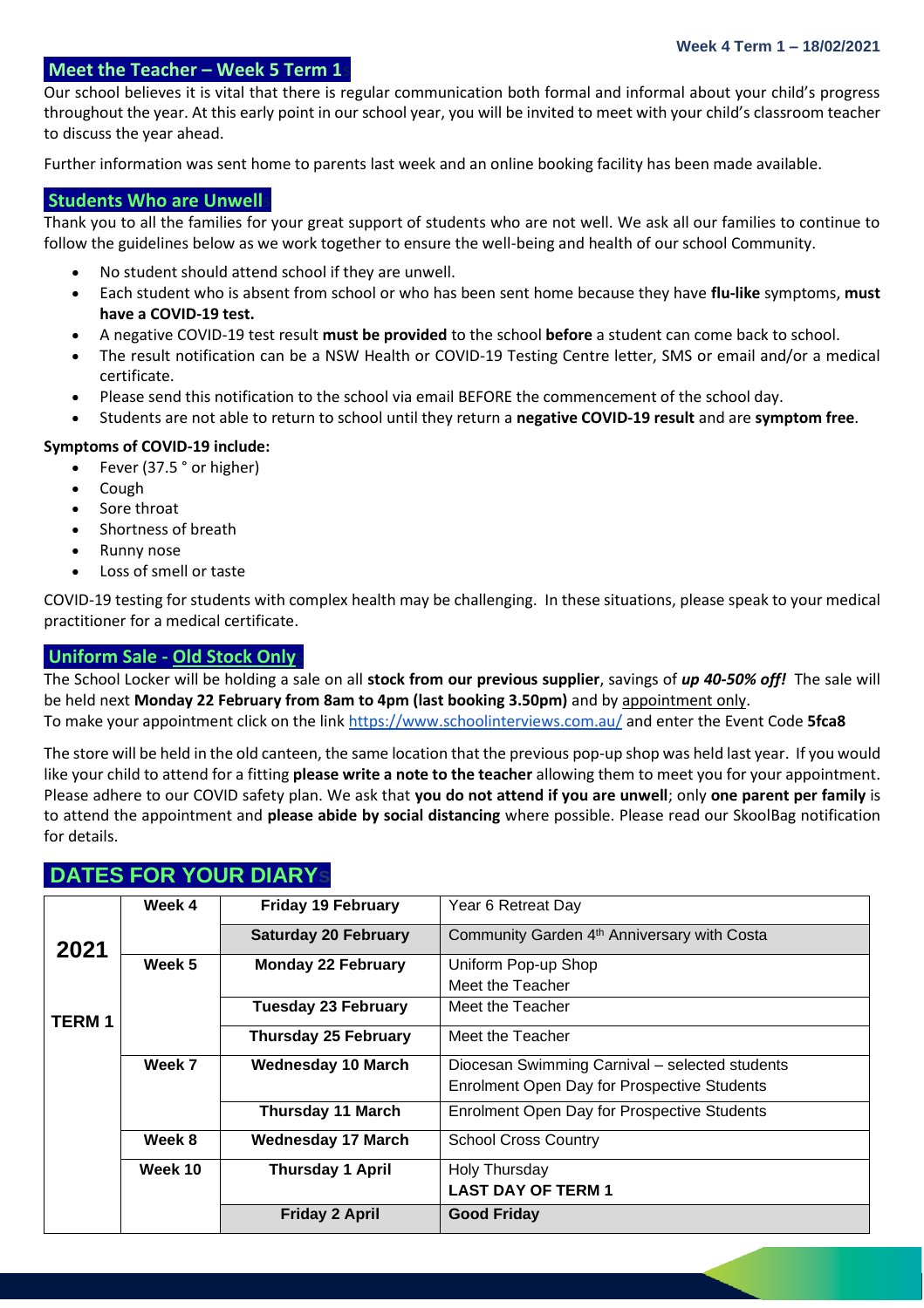Week 4 Term 1 – 18/02/2021

## Meet the Teacher – Week 5 Term 1

Our school believes it is vital that there is regular communication both formal and informal about your child's progress throughout the year. At this early point in our school year, you will be invited to meet with your child's classroom teacher to discuss the year ahead.

Further information was sent home to parents last week and an online booking facility has been made available.

## Students Who are Unwell

Thank you to all the families for your great support of students who are not well. We ask all our families to continue to follow the guidelines below as we work together to ensure the well-being and health of our school Community.

- No student should attend school if they are unwell.
- Each student who is absent from school or who has been sent home because they have **flu-like** symptoms, **must have a COVID-19 test.**
- A negative COVID-19 test result **must be provided** to the school **before** a student can come back to school.
- The result notification can be a NSW Health or COVID-19 Testing Centre letter, SMS or email and/or a medical certificate.
- Please send this notification to the school via email BEFORE the commencement of the school day.
- Students are not able to return to school until they return a **negative COVID-19 result** and are **symptom free**.

**Symptoms of COVID-19 include:**

- Fever (37.5 ° or higher)
- Cough
- Sore throat
- Shortness of breath
- Runny nose
- Loss of smell or taste

COVID-19 testing for students with complex health may be challenging. In these situations, please speak to your medical practitioner for a medical certificate.

## Uniform Sale - Old Stock Only

The School Locker will be holding a sale on all **stock from our previous supplier**, savings of ***up 40-50% off!*** The sale will be held next **Monday 22 February from 8am to 4pm (last booking 3.50pm)** and by appointment only.
To make your appointment click on the link https://www.schoolinterviews.com.au/ and enter the Event Code **5fca8**

The store will be held in the old canteen, the same location that the previous pop-up shop was held last year. If you would like your child to attend for a fitting **please write a note to the teacher** allowing them to meet you for your appointment. Please adhere to our COVID safety plan. We ask that **you do not attend if you are unwell**; only **one parent per family** is to attend the appointment and **please abide by social distancing** where possible. Please read our SkoolBag notification for details.

## DATES FOR YOUR DIARY

| | | | |
|---|---|---|---|
| **2021 TERM 1** | **Week 4** | **Friday 19 February** | Year 6 Retreat Day |
| | | **Saturday 20 February** | Community Garden 4th Anniversary with Costa |
| | **Week 5** | **Monday 22 February** | Uniform Pop-up Shop<br>Meet the Teacher |
| | | **Tuesday 23 February** | Meet the Teacher |
| | | **Thursday 25 February** | Meet the Teacher |
| | **Week 7** | **Wednesday 10 March** | Diocesan Swimming Carnival – selected students<br>Enrolment Open Day for Prospective Students |
| | | **Thursday 11 March** | Enrolment Open Day for Prospective Students |
| | **Week 8** | **Wednesday 17 March** | School Cross Country |
| | **Week 10** | **Thursday 1 April** | Holy Thursday<br>**LAST DAY OF TERM 1** |
| | | **Friday 2 April** | **Good Friday** |